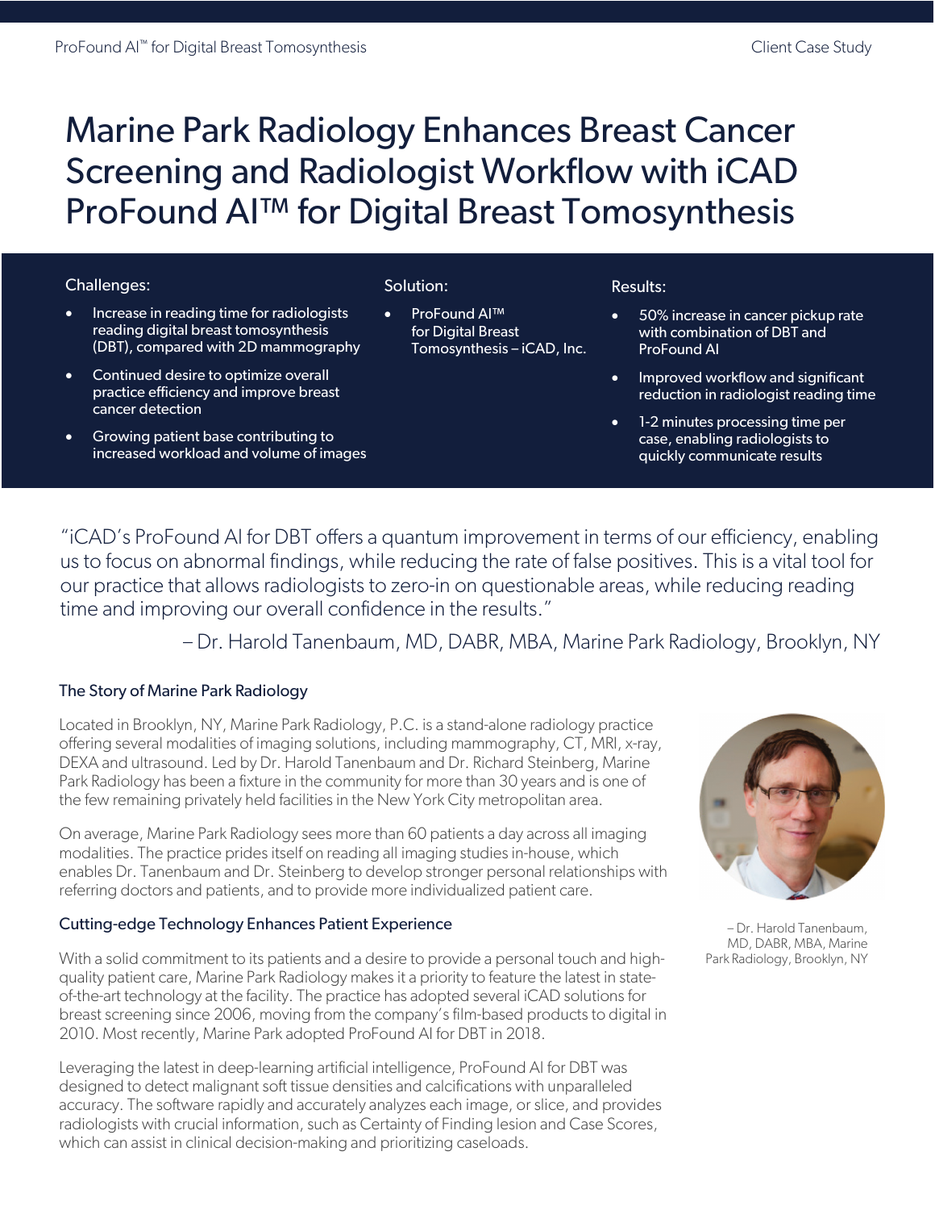# Marine Park Radiology Enhances Breast Cancer Screening and Radiologist Workflow with iCAD ProFound AI™ for Digital Breast Tomosynthesis

**Challenges:**

- Increase in reading time for radiologists reading digital breast tomosynthesis (DBT), compared with 2D mammography
- Continued desire to optimize overall practice efficiency and improve breast cancer detection
- Growing patient base contributing to increased workload and volume of images

**Solution:**

- ProFound AI™ for Digital Breast Tomosynthesis – iCAD, Inc.

**Results:**

- 50% increase in cancer pickup rate with combination of DBT and ProFound AI
- Improved workflow and significant reduction in radiologist reading time
- 1-2 minutes processing time per case, enabling radiologists to quickly communicate results

"iCAD's ProFound AI for DBT offers a quantum improvement in terms of our efficiency, enabling us to focus on abnormal findings, while reducing the rate of false positives. This is a vital tool for our practice that allows radiologists to zero-in on questionable areas, while reducing reading time and improving our overall confidence in the results."

– Dr. Harold Tanenbaum, MD, DABR, MBA, Marine Park Radiology, Brooklyn, NY

## The Story of Marine Park Radiology

Located in Brooklyn, NY, Marine Park Radiology, P.C. is a stand-alone radiology practice offering several modalities of imaging solutions, including mammography, CT, MRI, x-ray, DEXA and ultrasound. Led by Dr. Harold Tanenbaum and Dr. Richard Steinberg, Marine Park Radiology has been a fixture in the community for more than 30 years and is one of the few remaining privately held facilities in the New York City metropolitan area.

On average, Marine Park Radiology sees more than 60 patients a day across all imaging modalities. The practice prides itself on reading all imaging studies in-house, which enables Dr. Tanenbaum and Dr. Steinberg to develop stronger personal relationships with referring doctors and patients, and to provide more individualized patient care.

– Dr. Harold Tanenbaum, MD, DABR, MBA, Marine Park Radiology, Brooklyn, NY

## Cutting-edge Technology Enhances Patient Experience

With a solid commitment to its patients and a desire to provide a personal touch and high-quality patient care, Marine Park Radiology makes it a priority to feature the latest in state-of-the-art technology at the facility. The practice has adopted several iCAD solutions for breast screening since 2006, moving from the company's film-based products to digital in 2010. Most recently, Marine Park adopted ProFound AI for DBT in 2018.

Leveraging the latest in deep-learning artificial intelligence, ProFound AI for DBT was designed to detect malignant soft tissue densities and calcifications with unparalleled accuracy. The software rapidly and accurately analyzes each image, or slice, and provides radiologists with crucial information, such as Certainty of Finding lesion and Case Scores, which can assist in clinical decision-making and prioritizing caseloads.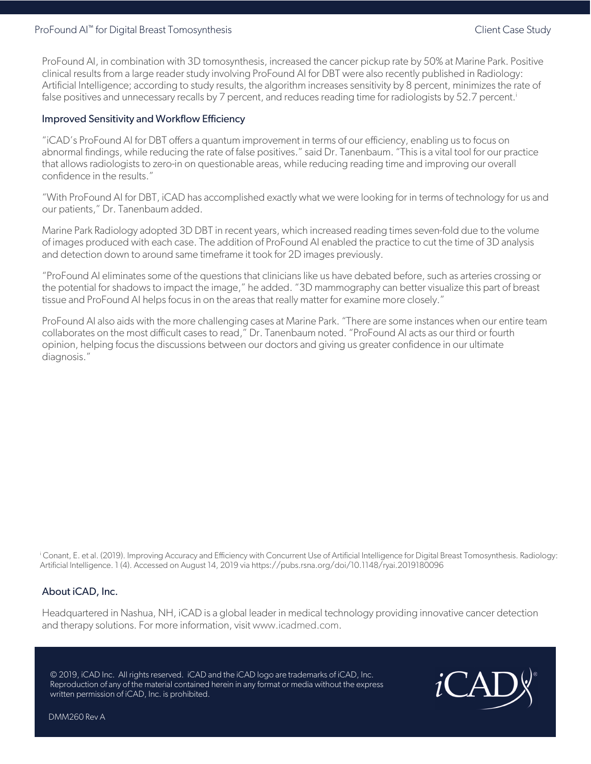ProFound AI, in combination with 3D tomosynthesis, increased the cancer pickup rate by 50% at Marine Park. Positive clinical results from a large reader study involving ProFound AI for DBT were also recently published in Radiology: Artificial Intelligence; according to study results, the algorithm increases sensitivity by 8 percent, minimizes the rate of false positives and unnecessary recalls by 7 percent, and reduces reading time for radiologists by 52.7 percent.[i]

## Improved Sensitivity and Workflow Efficiency

"iCAD's ProFound AI for DBT offers a quantum improvement in terms of our efficiency, enabling us to focus on abnormal findings, while reducing the rate of false positives." said Dr. Tanenbaum. "This is a vital tool for our practice that allows radiologists to zero-in on questionable areas, while reducing reading time and improving our overall confidence in the results."

"With ProFound AI for DBT, iCAD has accomplished exactly what we were looking for in terms of technology for us and our patients," Dr. Tanenbaum added.

Marine Park Radiology adopted 3D DBT in recent years, which increased reading times seven-fold due to the volume of images produced with each case. The addition of ProFound AI enabled the practice to cut the time of 3D analysis and detection down to around same timeframe it took for 2D images previously.

"ProFound AI eliminates some of the questions that clinicians like us have debated before, such as arteries crossing or the potential for shadows to impact the image," he added. "3D mammography can better visualize this part of breast tissue and ProFound AI helps focus in on the areas that really matter for examine more closely."

ProFound AI also aids with the more challenging cases at Marine Park. "There are some instances when our entire team collaborates on the most difficult cases to read," Dr. Tanenbaum noted. "ProFound AI acts as our third or fourth opinion, helping focus the discussions between our doctors and giving us greater confidence in our ultimate diagnosis."

[i] Conant, E. et al. (2019). Improving Accuracy and Efficiency with Concurrent Use of Artificial Intelligence for Digital Breast Tomosynthesis. Radiology: Artificial Intelligence. 1 (4). Accessed on August 14, 2019 via https://pubs.rsna.org/doi/10.1148/ryai.2019180096

## About iCAD, Inc.

Headquartered in Nashua, NH, iCAD is a global leader in medical technology providing innovative cancer detection and therapy solutions. For more information, visit www.icadmed.com.

© 2019, iCAD Inc. All rights reserved. iCAD and the iCAD logo are trademarks of iCAD, Inc. Reproduction of any of the material contained herein in any format or media without the express written permission of iCAD, Inc. is prohibited.

iCAD®

DMM260 Rev A